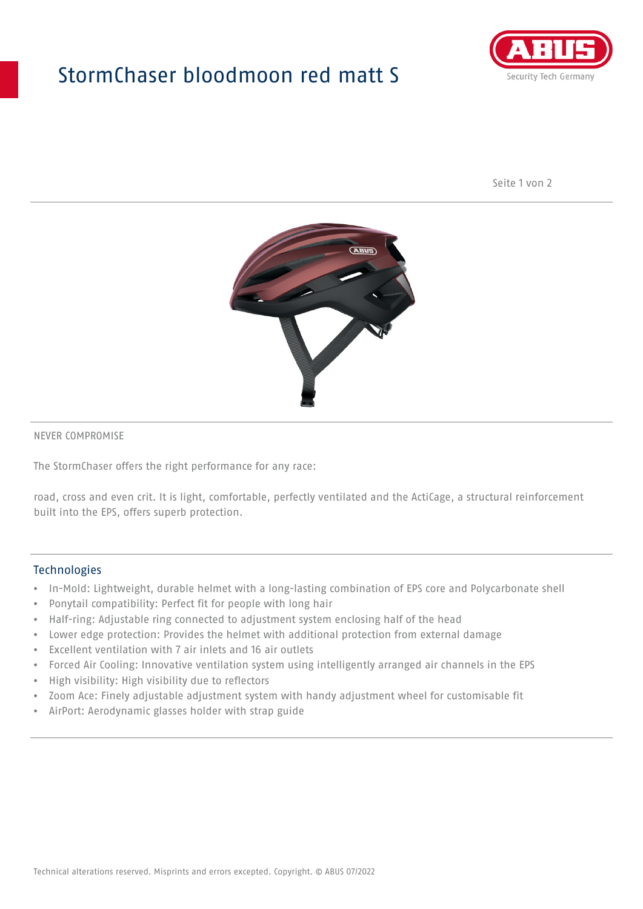# StormChaser bloodmoon red matt S

NEVER COMPROMISE

The StormChaser offers the right performance for any race:

road, cross and even crit. It is light, comfortable, perfectly ventilated and the ActiCage, a structural reinforcement built into the EPS, offers superb protection.

## Technologies

- In-Mold: Lightweight, durable helmet with a long-lasting combination of EPS core and Polycarbonate shell
- Ponytail compatibility: Perfect fit for people with long hair
- Half-ring: Adjustable ring connected to adjustment system enclosing half of the head
- Lower edge protection: Provides the helmet with additional protection from external damage
- Excellent ventilation with 7 air inlets and 16 air outlets
- Forced Air Cooling: Innovative ventilation system using intelligently arranged air channels in the EPS
- High visibility: High visibility due to reflectors
- Zoom Ace: Finely adjustable adjustment system with handy adjustment wheel for customisable fit
- AirPort: Aerodynamic glasses holder with strap guide

Technical alterations reserved. Misprints and errors excepted. Copyright. © ABUS 07/2022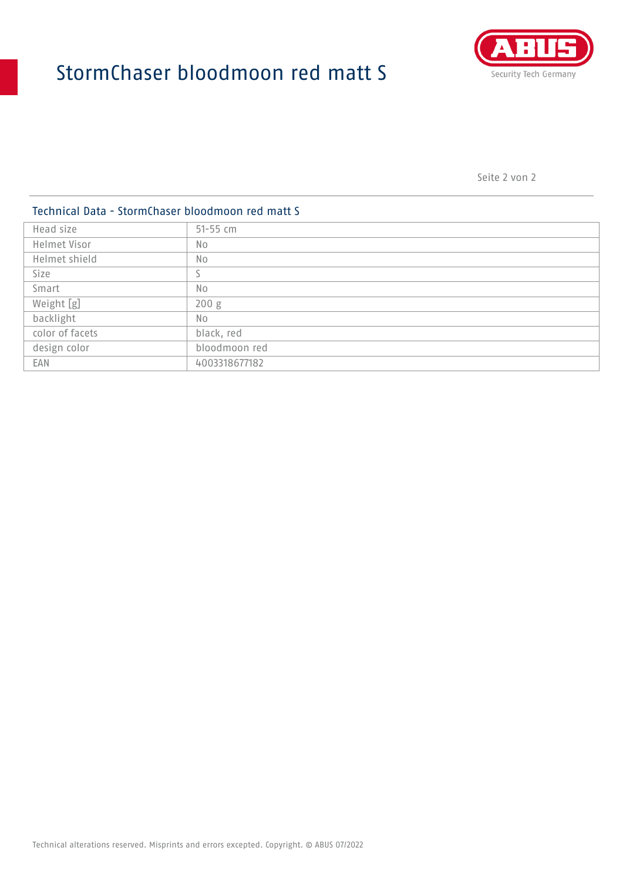# StormChaser bloodmoon red matt S

## Technical Data - StormChaser bloodmoon red matt S

| | |
|---|---|
| Head size | 51-55 cm |
| Helmet Visor | No |
| Helmet shield | No |
| Size | S |
| Smart | No |
| Weight [g] | 200 g |
| backlight | No |
| color of facets | black, red |
| design color | bloodmoon red |
| EAN | 4003318677182 |

Technical alterations reserved. Misprints and errors excepted. Copyright. © ABUS 07/2022